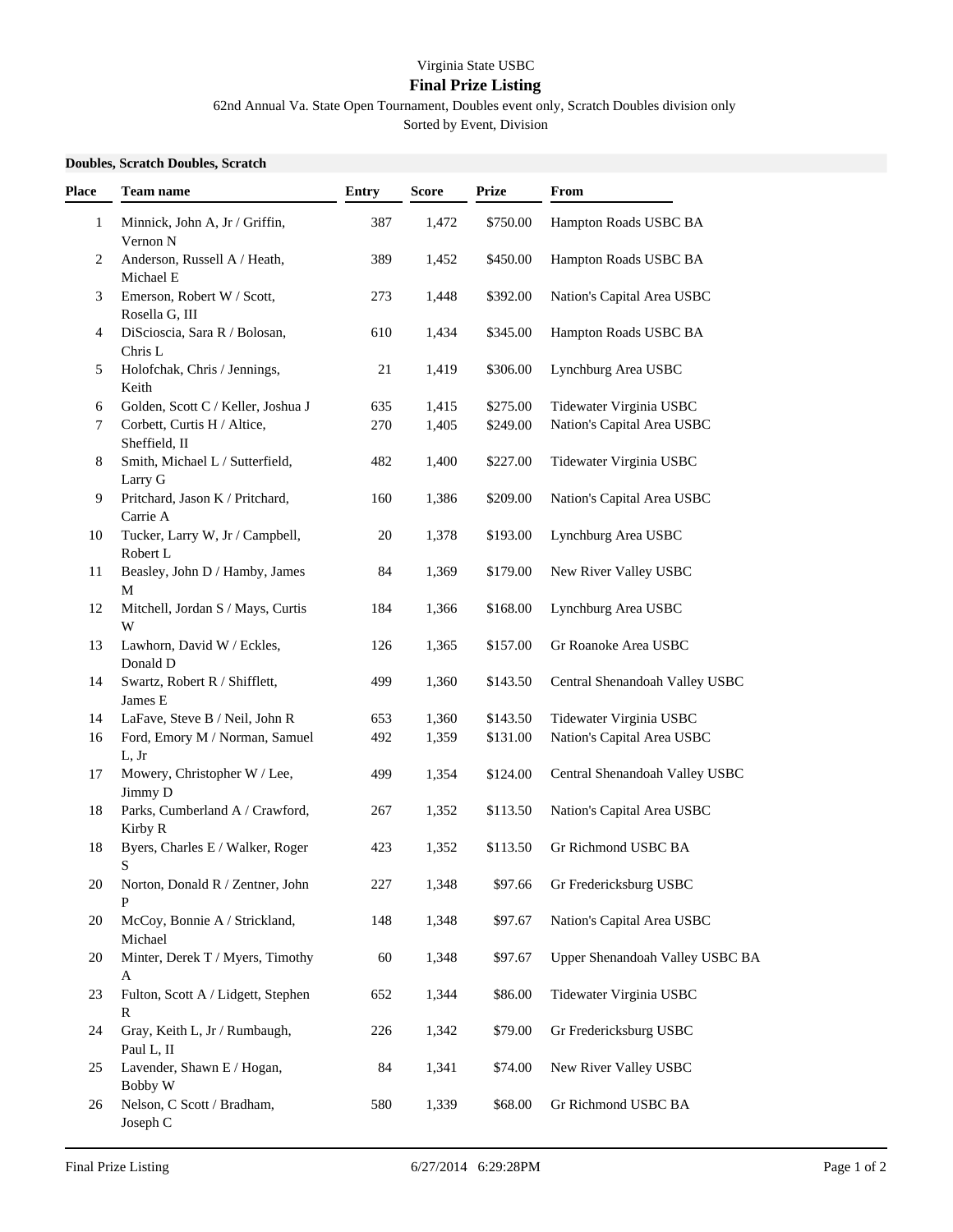Virginia State USBC

## Final Prize Listing

62nd Annual Va. State Open Tournament, Doubles event only, Scratch Doubles division only

Sorted by Event, Division

**Doubles, Scratch Doubles, Scratch**

| Place | Team name | Entry | Score | Prize | From |
|---|---|---|---|---|---|
| 1 | Minnick, John A, Jr / Griffin, Vernon N | 387 | 1,472 | $750.00 | Hampton Roads USBC BA |
| 2 | Anderson, Russell A / Heath, Michael E | 389 | 1,452 | $450.00 | Hampton Roads USBC BA |
| 3 | Emerson, Robert W / Scott, Rosella G, III | 273 | 1,448 | $392.00 | Nation's Capital Area USBC |
| 4 | DiScioscia, Sara R / Bolosan, Chris L | 610 | 1,434 | $345.00 | Hampton Roads USBC BA |
| 5 | Holofchak, Chris / Jennings, Keith | 21 | 1,419 | $306.00 | Lynchburg Area USBC |
| 6 | Golden, Scott C / Keller, Joshua J | 635 | 1,415 | $275.00 | Tidewater Virginia USBC |
| 7 | Corbett, Curtis H / Altice, Sheffield, II | 270 | 1,405 | $249.00 | Nation's Capital Area USBC |
| 8 | Smith, Michael L / Sutterfield, Larry G | 482 | 1,400 | $227.00 | Tidewater Virginia USBC |
| 9 | Pritchard, Jason K / Pritchard, Carrie A | 160 | 1,386 | $209.00 | Nation's Capital Area USBC |
| 10 | Tucker, Larry W, Jr / Campbell, Robert L | 20 | 1,378 | $193.00 | Lynchburg Area USBC |
| 11 | Beasley, John D / Hamby, James M | 84 | 1,369 | $179.00 | New River Valley USBC |
| 12 | Mitchell, Jordan S / Mays, Curtis W | 184 | 1,366 | $168.00 | Lynchburg Area USBC |
| 13 | Lawhorn, David W / Eckles, Donald D | 126 | 1,365 | $157.00 | Gr Roanoke Area USBC |
| 14 | Swartz, Robert R / Shifflett, James E | 499 | 1,360 | $143.50 | Central Shenandoah Valley USBC |
| 14 | LaFave, Steve B / Neil, John R | 653 | 1,360 | $143.50 | Tidewater Virginia USBC |
| 16 | Ford, Emory M / Norman, Samuel L, Jr | 492 | 1,359 | $131.00 | Nation's Capital Area USBC |
| 17 | Mowery, Christopher W / Lee, Jimmy D | 499 | 1,354 | $124.00 | Central Shenandoah Valley USBC |
| 18 | Parks, Cumberland A / Crawford, Kirby R | 267 | 1,352 | $113.50 | Nation's Capital Area USBC |
| 18 | Byers, Charles E / Walker, Roger S | 423 | 1,352 | $113.50 | Gr Richmond USBC BA |
| 20 | Norton, Donald R / Zentner, John P | 227 | 1,348 | $97.66 | Gr Fredericksburg USBC |
| 20 | McCoy, Bonnie A / Strickland, Michael | 148 | 1,348 | $97.67 | Nation's Capital Area USBC |
| 20 | Minter, Derek T / Myers, Timothy A | 60 | 1,348 | $97.67 | Upper Shenandoah Valley USBC BA |
| 23 | Fulton, Scott A / Lidgett, Stephen R | 652 | 1,344 | $86.00 | Tidewater Virginia USBC |
| 24 | Gray, Keith L, Jr / Rumbaugh, Paul L, II | 226 | 1,342 | $79.00 | Gr Fredericksburg USBC |
| 25 | Lavender, Shawn E / Hogan, Bobby W | 84 | 1,341 | $74.00 | New River Valley USBC |
| 26 | Nelson, C Scott / Bradham, Joseph C | 580 | 1,339 | $68.00 | Gr Richmond USBC BA |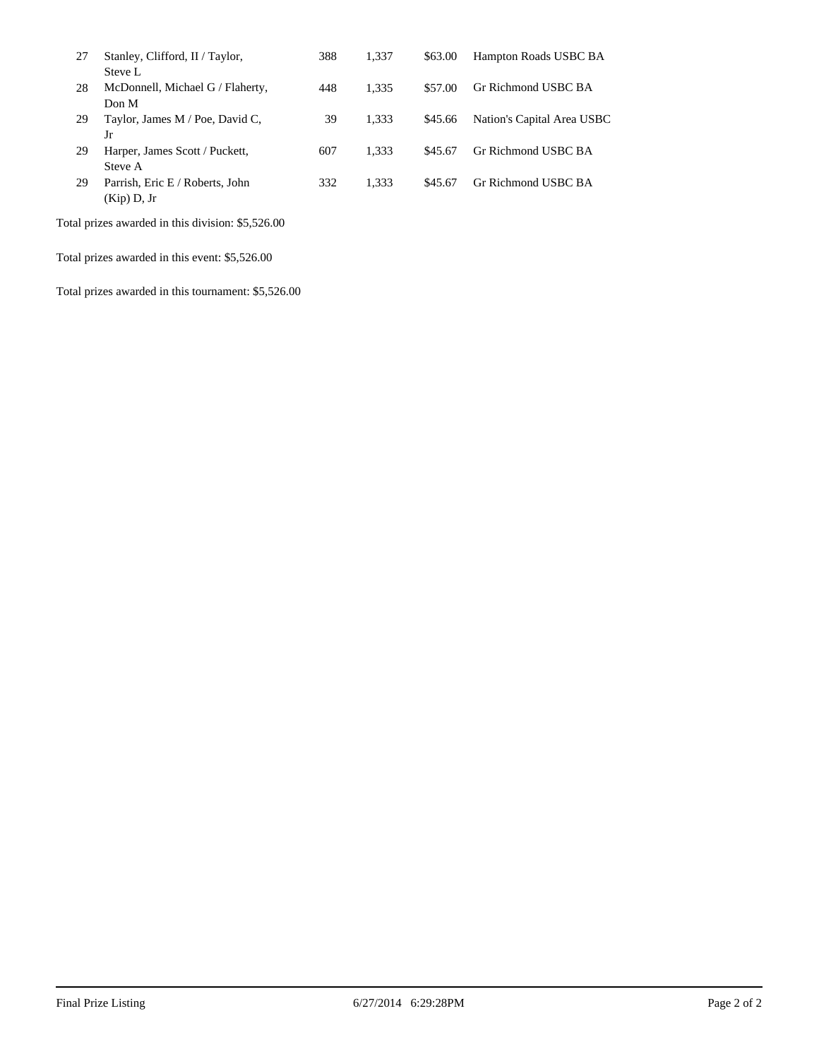| | | | | | |
|---|---|---|---|---|---|
| 27 | Stanley, Clifford, II / Taylor, Steve L | 388 | 1,337 | $63.00 | Hampton Roads USBC BA |
| 28 | McDonnell, Michael G / Flaherty, Don M | 448 | 1,335 | $57.00 | Gr Richmond USBC BA |
| 29 | Taylor, James M / Poe, David C, Jr | 39 | 1,333 | $45.66 | Nation's Capital Area USBC |
| 29 | Harper, James Scott / Puckett, Steve A | 607 | 1,333 | $45.67 | Gr Richmond USBC BA |
| 29 | Parrish, Eric E / Roberts, John (Kip) D, Jr | 332 | 1,333 | $45.67 | Gr Richmond USBC BA |

Total prizes awarded in this division: $5,526.00

Total prizes awarded in this event: $5,526.00

Total prizes awarded in this tournament: $5,526.00